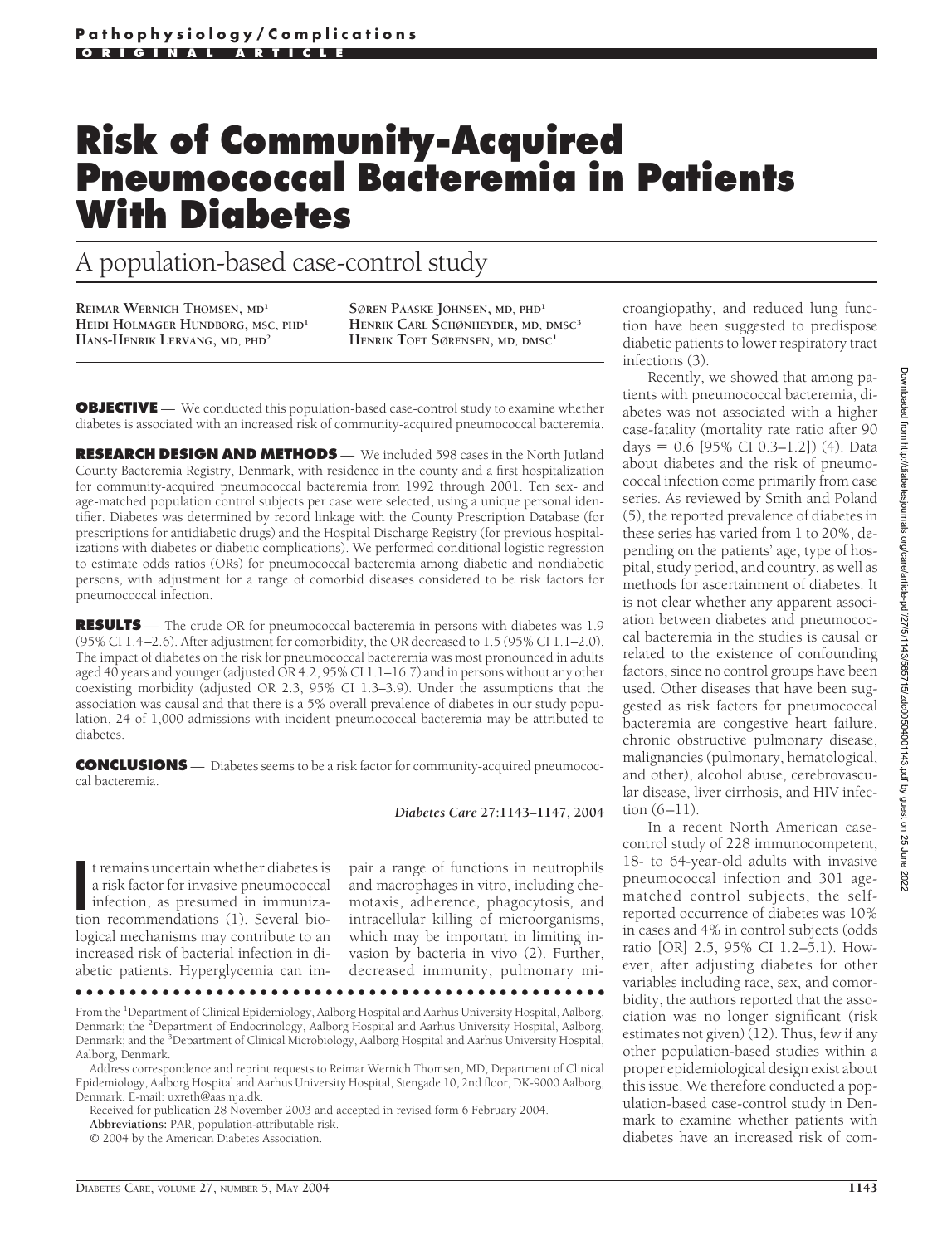Pathophysiology/Complications

ORIGINAL ARTICLE

# Risk of Community-Acquired Pneumococcal Bacteremia in Patients With Diabetes

## A population-based case-control study

Reimar Wernich Thomsen, MD[1]
Heidi Holmager Hundborg, MSC, PHD[1]
Hans-Henrik Lervang, MD, PHD[2]
Søren Paaske Johnsen, MD, PHD[1]
Henrik Carl Schønheyder, MD, DMSC[3]
Henrik Toft Sørensen, MD, DMSC[1]

**OBJECTIVE** — We conducted this population-based case-control study to examine whether diabetes is associated with an increased risk of community-acquired pneumococcal bacteremia.

**RESEARCH DESIGN AND METHODS** — We included 598 cases in the North Jutland County Bacteremia Registry, Denmark, with residence in the county and a first hospitalization for community-acquired pneumococcal bacteremia from 1992 through 2001. Ten sex- and age-matched population control subjects per case were selected, using a unique personal identifier. Diabetes was determined by record linkage with the County Prescription Database (for prescriptions for antidiabetic drugs) and the Hospital Discharge Registry (for previous hospitalizations with diabetes or diabetic complications). We performed conditional logistic regression to estimate odds ratios (ORs) for pneumococcal bacteremia among diabetic and nondiabetic persons, with adjustment for a range of comorbid diseases considered to be risk factors for pneumococcal infection.

**RESULTS** — The crude OR for pneumococcal bacteremia in persons with diabetes was 1.9 (95% CI 1.4–2.6). After adjustment for comorbidity, the OR decreased to 1.5 (95% CI 1.1–2.0). The impact of diabetes on the risk for pneumococcal bacteremia was most pronounced in adults aged 40 years and younger (adjusted OR 4.2, 95% CI 1.1–16.7) and in persons without any other coexisting morbidity (adjusted OR 2.3, 95% CI 1.3–3.9). Under the assumptions that the association was causal and that there is a 5% overall prevalence of diabetes in our study population, 24 of 1,000 admissions with incident pneumococcal bacteremia may be attributed to diabetes.

**CONCLUSIONS** — Diabetes seems to be a risk factor for community-acquired pneumococcal bacteremia.

*Diabetes Care* **27**:1143–1147, 2004

It remains uncertain whether diabetes is a risk factor for invasive pneumococcal infection, as presumed in immunization recommendations (1). Several biological mechanisms may contribute to an increased risk of bacterial infection in diabetic patients. Hyperglycemia can impair a range of functions in neutrophils and macrophages in vitro, including chemotaxis, adherence, phagocytosis, and intracellular killing of microorganisms, which may be important in limiting invasion by bacteria in vivo (2). Further, decreased immunity, pulmonary microangiopathy, and reduced lung function have been suggested to predispose diabetic patients to lower respiratory tract infections (3).

Recently, we showed that among patients with pneumococcal bacteremia, diabetes was not associated with a higher case-fatality (mortality rate ratio after 90 days = 0.6 [95% CI 0.3–1.2]) (4). Data about diabetes and the risk of pneumococcal infection come primarily from case series. As reviewed by Smith and Poland (5), the reported prevalence of diabetes in these series has varied from 1 to 20%, depending on the patients' age, type of hospital, study period, and country, as well as methods for ascertainment of diabetes. It is not clear whether any apparent association between diabetes and pneumococcal bacteremia in the studies is causal or related to the existence of confounding factors, since no control groups have been used. Other diseases that have been suggested as risk factors for pneumococcal bacteremia are congestive heart failure, chronic obstructive pulmonary disease, malignancies (pulmonary, hematological, and other), alcohol abuse, cerebrovascular disease, liver cirrhosis, and HIV infection (6–11).

In a recent North American case-control study of 228 immunocompetent, 18- to 64-year-old adults with invasive pneumococcal infection and 301 age-matched control subjects, the self-reported occurrence of diabetes was 10% in cases and 4% in control subjects (odds ratio [OR] 2.5, 95% CI 1.2–5.1). However, after adjusting diabetes for other variables including race, sex, and comorbidity, the authors reported that the association was no longer significant (risk estimates not given) (12). Thus, few if any other population-based studies within a proper epidemiological design exist about this issue. We therefore conducted a population-based case-control study in Denmark to examine whether patients with diabetes have an increased risk of com-

From the [1]Department of Clinical Epidemiology, Aalborg Hospital and Aarhus University Hospital, Aalborg, Denmark; the [2]Department of Endocrinology, Aalborg Hospital and Aarhus University Hospital, Aalborg, Denmark; and the [3]Department of Clinical Microbiology, Aalborg Hospital and Aarhus University Hospital, Aalborg, Denmark.

Address correspondence and reprint requests to Reimar Wernich Thomsen, MD, Department of Clinical Epidemiology, Aalborg Hospital and Aarhus University Hospital, Stengade 10, 2nd floor, DK-9000 Aalborg, Denmark. E-mail: uxreth@aas.nja.dk.

Received for publication 28 November 2003 and accepted in revised form 6 February 2004.

**Abbreviations:** PAR, population-attributable risk.

© 2004 by the American Diabetes Association.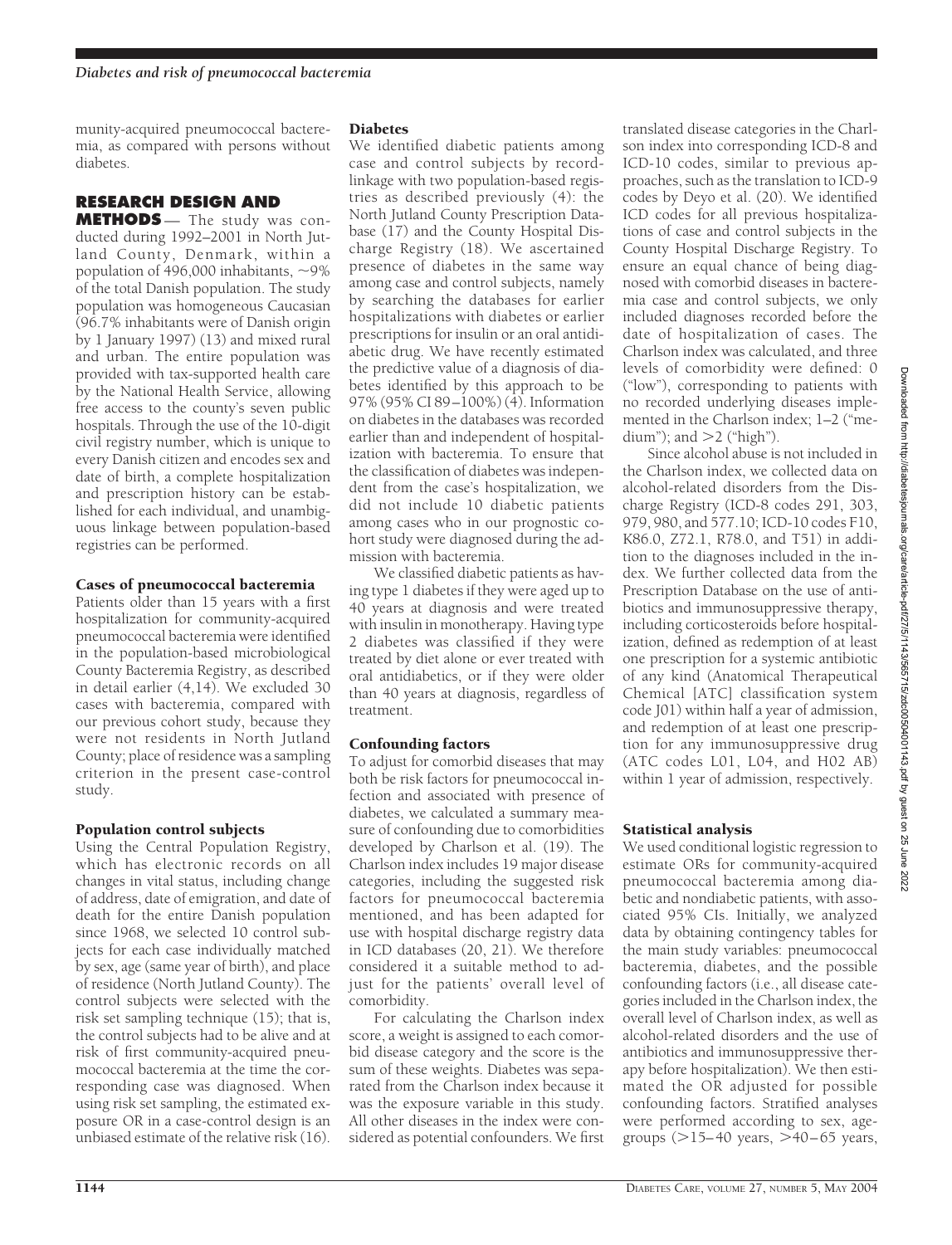munity-acquired pneumococcal bacteremia, as compared with persons without diabetes.

## RESEARCH DESIGN AND METHODS

The study was conducted during 1992–2001 in North Jutland County, Denmark, within a population of 496,000 inhabitants, ~9% of the total Danish population. The study population was homogeneous Caucasian (96.7% inhabitants were of Danish origin by 1 January 1997) (13) and mixed rural and urban. The entire population was provided with tax-supported health care by the National Health Service, allowing free access to the county's seven public hospitals. Through the use of the 10-digit civil registry number, which is unique to every Danish citizen and encodes sex and date of birth, a complete hospitalization and prescription history can be established for each individual, and unambiguous linkage between population-based registries can be performed.

### Cases of pneumococcal bacteremia

Patients older than 15 years with a first hospitalization for community-acquired pneumococcal bacteremia were identified in the population-based microbiological County Bacteremia Registry, as described in detail earlier (4,14). We excluded 30 cases with bacteremia, compared with our previous cohort study, because they were not residents in North Jutland County; place of residence was a sampling criterion in the present case-control study.

### Population control subjects

Using the Central Population Registry, which has electronic records on all changes in vital status, including change of address, date of emigration, and date of death for the entire Danish population since 1968, we selected 10 control subjects for each case individually matched by sex, age (same year of birth), and place of residence (North Jutland County). The control subjects were selected with the risk set sampling technique (15); that is, the control subjects had to be alive and at risk of first community-acquired pneumococcal bacteremia at the time the corresponding case was diagnosed. When using risk set sampling, the estimated exposure OR in a case-control design is an unbiased estimate of the relative risk (16).

### Diabetes

We identified diabetic patients among case and control subjects by record-linkage with two population-based registries as described previously (4): the North Jutland County Prescription Database (17) and the County Hospital Discharge Registry (18). We ascertained presence of diabetes in the same way among case and control subjects, namely by searching the databases for earlier hospitalizations with diabetes or earlier prescriptions for insulin or an oral antidiabetic drug. We have recently estimated the predictive value of a diagnosis of diabetes identified by this approach to be 97% (95% CI 89–100%) (4). Information on diabetes in the databases was recorded earlier than and independent of hospitalization with bacteremia. To ensure that the classification of diabetes was independent from the case's hospitalization, we did not include 10 diabetic patients among cases who in our prognostic cohort study were diagnosed during the admission with bacteremia.

We classified diabetic patients as having type 1 diabetes if they were aged up to 40 years at diagnosis and were treated with insulin in monotherapy. Having type 2 diabetes was classified if they were treated by diet alone or ever treated with oral antidiabetics, or if they were older than 40 years at diagnosis, regardless of treatment.

### Confounding factors

To adjust for comorbid diseases that may both be risk factors for pneumococcal infection and associated with presence of diabetes, we calculated a summary measure of confounding due to comorbidities developed by Charlson et al. (19). The Charlson index includes 19 major disease categories, including the suggested risk factors for pneumococcal bacteremia mentioned, and has been adapted for use with hospital discharge registry data in ICD databases (20, 21). We therefore considered it a suitable method to adjust for the patients' overall level of comorbidity.

For calculating the Charlson index score, a weight is assigned to each comorbid disease category and the score is the sum of these weights. Diabetes was separated from the Charlson index because it was the exposure variable in this study. All other diseases in the index were considered as potential confounders. We first translated disease categories in the Charlson index into corresponding ICD-8 and ICD-10 codes, similar to previous approaches, such as the translation to ICD-9 codes by Deyo et al. (20). We identified ICD codes for all previous hospitalizations of case and control subjects in the County Hospital Discharge Registry. To ensure an equal chance of being diagnosed with comorbid diseases in bacteremia case and control subjects, we only included diagnoses recorded before the date of hospitalization of cases. The Charlson index was calculated, and three levels of comorbidity were defined: 0 ("low"), corresponding to patients with no recorded underlying diseases implemented in the Charlson index; 1–2 ("medium"); and >2 ("high").

Since alcohol abuse is not included in the Charlson index, we collected data on alcohol-related disorders from the Discharge Registry (ICD-8 codes 291, 303, 979, 980, and 577.10; ICD-10 codes F10, K86.0, Z72.1, R78.0, and T51) in addition to the diagnoses included in the index. We further collected data from the Prescription Database on the use of antibiotics and immunosuppressive therapy, including corticosteroids before hospitalization, defined as redemption of at least one prescription for a systemic antibiotic of any kind (Anatomical Therapeutical Chemical [ATC] classification system code J01) within half a year of admission, and redemption of at least one prescription for any immunosuppressive drug (ATC codes L01, L04, and H02 AB) within 1 year of admission, respectively.

### Statistical analysis

We used conditional logistic regression to estimate ORs for community-acquired pneumococcal bacteremia among diabetic and nondiabetic patients, with associated 95% CIs. Initially, we analyzed data by obtaining contingency tables for the main study variables: pneumococcal bacteremia, diabetes, and the possible confounding factors (i.e., all disease categories included in the Charlson index, the overall level of Charlson index, as well as alcohol-related disorders and the use of antibiotics and immunosuppressive therapy before hospitalization). We then estimated the OR adjusted for possible confounding factors. Stratified analyses were performed according to sex, age-groups (>15–40 years, >40–65 years,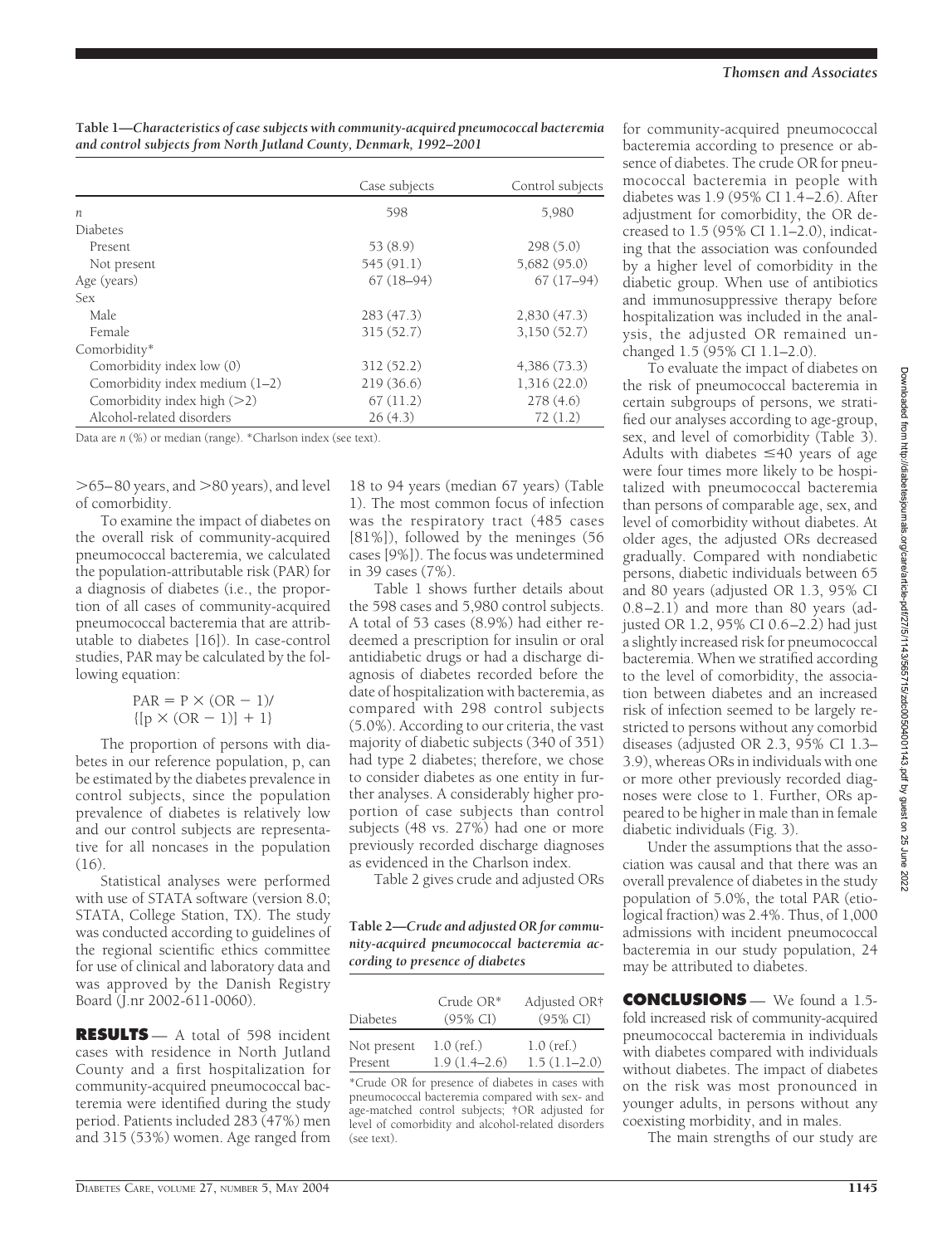**Table 1—*Characteristics of case subjects with community-acquired pneumococcal bacteremia and control subjects from North Jutland County, Denmark, 1992–2001***

| | Case subjects | Control subjects |
|---|---|---|
| $n$ | 598 | 5,980 |
| Diabetes | | |
| Present | 53 (8.9) | 298 (5.0) |
| Not present | 545 (91.1) | 5,682 (95.0) |
| Age (years) | 67 (18–94) | 67 (17–94) |
| Sex | | |
| Male | 283 (47.3) | 2,830 (47.3) |
| Female | 315 (52.7) | 3,150 (52.7) |
| Comorbidity* | | |
| Comorbidity index low (0) | 312 (52.2) | 4,386 (73.3) |
| Comorbidity index medium (1–2) | 219 (36.6) | 1,316 (22.0) |
| Comorbidity index high (>2) | 67 (11.2) | 278 (4.6) |
| Alcohol-related disorders | 26 (4.3) | 72 (1.2) |

Data are $n$ (%) or median (range). *Charlson index (see text).

>65–80 years, and >80 years), and level of comorbidity.

To examine the impact of diabetes on the overall risk of community-acquired pneumococcal bacteremia, we calculated the population-attributable risk (PAR) for a diagnosis of diabetes (i.e., the proportion of all cases of community-acquired pneumococcal bacteremia that are attributable to diabetes [16]). In case-control studies, PAR may be calculated by the following equation:

$$\mathrm{PAR} = \mathrm{P} \times (\mathrm{OR} - 1)/\{[\mathrm{p} \times (\mathrm{OR} - 1)] + 1\}$$

The proportion of persons with diabetes in our reference population, p, can be estimated by the diabetes prevalence in control subjects, since the population prevalence of diabetes is relatively low and our control subjects are representative for all noncases in the population (16).

Statistical analyses were performed with use of STATA software (version 8.0; STATA, College Station, TX). The study was conducted according to guidelines of the regional scientific ethics committee for use of clinical and laboratory data and was approved by the Danish Registry Board (J.nr 2002-611-0060).

## RESULTS

A total of 598 incident cases with residence in North Jutland County and a first hospitalization for community-acquired pneumococcal bacteremia were identified during the study period. Patients included 283 (47%) men and 315 (53%) women. Age ranged from 18 to 94 years (median 67 years) (Table 1). The most common focus of infection was the respiratory tract (485 cases [81%]), followed by the meninges (56 cases [9%]). The focus was undetermined in 39 cases (7%).

Table 1 shows further details about the 598 cases and 5,980 control subjects. A total of 53 cases (8.9%) had either redeemed a prescription for insulin or oral antidiabetic drugs or had a discharge diagnosis of diabetes recorded before the date of hospitalization with bacteremia, as compared with 298 control subjects (5.0%). According to our criteria, the vast majority of diabetic subjects (340 of 351) had type 2 diabetes; therefore, we chose to consider diabetes as one entity in further analyses. A considerably higher proportion of case subjects than control subjects (48 vs. 27%) had one or more previously recorded discharge diagnoses as evidenced in the Charlson index.

Table 2 gives crude and adjusted ORs for community-acquired pneumococcal bacteremia according to presence or absence of diabetes. The crude OR for pneumococcal bacteremia in people with diabetes was 1.9 (95% CI 1.4–2.6). After adjustment for comorbidity, the OR decreased to 1.5 (95% CI 1.1–2.0), indicating that the association was confounded by a higher level of comorbidity in the diabetic group. When use of antibiotics and immunosuppressive therapy before hospitalization was included in the analysis, the adjusted OR remained unchanged 1.5 (95% CI 1.1–2.0).

**Table 2—*Crude and adjusted OR for community-acquired pneumococcal bacteremia according to presence of diabetes***

| Diabetes | Crude OR* (95% CI) | Adjusted OR† (95% CI) |
|---|---|---|
| Not present | 1.0 (ref.) | 1.0 (ref.) |
| Present | 1.9 (1.4–2.6) | 1.5 (1.1–2.0) |

*Crude OR for presence of diabetes in cases with pneumococcal bacteremia compared with sex- and age-matched control subjects; †OR adjusted for level of comorbidity and alcohol-related disorders (see text).

To evaluate the impact of diabetes on the risk of pneumococcal bacteremia in certain subgroups of persons, we stratified our analyses according to age-group, sex, and level of comorbidity (Table 3). Adults with diabetes ≤40 years of age were four times more likely to be hospitalized with pneumococcal bacteremia than persons of comparable age, sex, and level of comorbidity without diabetes. At older ages, the adjusted ORs decreased gradually. Compared with nondiabetic persons, diabetic individuals between 65 and 80 years (adjusted OR 1.3, 95% CI 0.8–2.1) and more than 80 years (adjusted OR 1.2, 95% CI 0.6–2.2) had just a slightly increased risk for pneumococcal bacteremia. When we stratified according to the level of comorbidity, the association between diabetes and an increased risk of infection seemed to be largely restricted to persons without any comorbid diseases (adjusted OR 2.3, 95% CI 1.3–3.9), whereas ORs in individuals with one or more other previously recorded diagnoses were close to 1. Further, ORs appeared to be higher in male than in female diabetic individuals (Fig. 3).

Under the assumptions that the association was causal and that there was an overall prevalence of diabetes in the study population of 5.0%, the total PAR (etiological fraction) was 2.4%. Thus, of 1,000 admissions with incident pneumococcal bacteremia in our study population, 24 may be attributed to diabetes.

## CONCLUSIONS

We found a 1.5-fold increased risk of community-acquired pneumococcal bacteremia in individuals with diabetes compared with individuals without diabetes. The impact of diabetes on the risk was most pronounced in younger adults, in persons without any coexisting morbidity, and in males.

The main strengths of our study are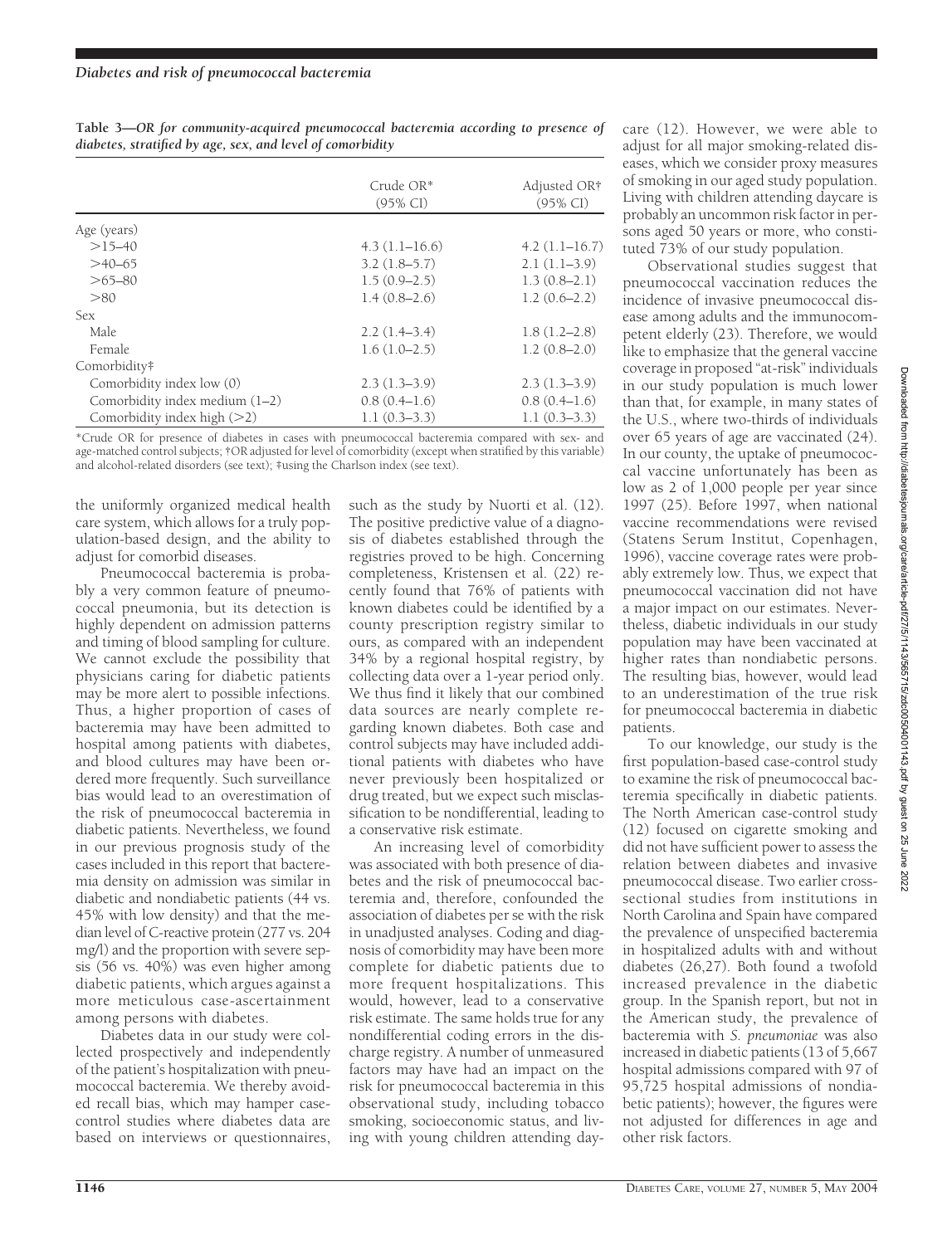**Table 3—OR for community-acquired pneumococcal bacteremia according to presence of diabetes, stratified by age, sex, and level of comorbidity**

| | Crude OR* (95% CI) | Adjusted OR† (95% CI) |
|---|---|---|
| Age (years) | | |
| >15–40 | 4.3 (1.1–16.6) | 4.2 (1.1–16.7) |
| >40–65 | 3.2 (1.8–5.7) | 2.1 (1.1–3.9) |
| >65–80 | 1.5 (0.9–2.5) | 1.3 (0.8–2.1) |
| >80 | 1.4 (0.8–2.6) | 1.2 (0.6–2.2) |
| Sex | | |
| Male | 2.2 (1.4–3.4) | 1.8 (1.2–2.8) |
| Female | 1.6 (1.0–2.5) | 1.2 (0.8–2.0) |
| Comorbidity‡ | | |
| Comorbidity index low (0) | 2.3 (1.3–3.9) | 2.3 (1.3–3.9) |
| Comorbidity index medium (1–2) | 0.8 (0.4–1.6) | 0.8 (0.4–1.6) |
| Comorbidity index high (>2) | 1.1 (0.3–3.3) | 1.1 (0.3–3.3) |

*Crude OR for presence of diabetes in cases with pneumococcal bacteremia compared with sex- and age-matched control subjects; †OR adjusted for level of comorbidity (except when stratified by this variable) and alcohol-related disorders (see text); ‡using the Charlson index (see text).

the uniformly organized medical health care system, which allows for a truly population-based design, and the ability to adjust for comorbid diseases.

Pneumococcal bacteremia is probably a very common feature of pneumococcal pneumonia, but its detection is highly dependent on admission patterns and timing of blood sampling for culture. We cannot exclude the possibility that physicians caring for diabetic patients may be more alert to possible infections. Thus, a higher proportion of cases of bacteremia may have been admitted to hospital among patients with diabetes, and blood cultures may have been ordered more frequently. Such surveillance bias would lead to an overestimation of the risk of pneumococcal bacteremia in diabetic patients. Nevertheless, we found in our previous prognosis study of the cases included in this report that bacteremia density on admission was similar in diabetic and nondiabetic patients (44 vs. 45% with low density) and that the median level of C-reactive protein (277 vs. 204 mg/l) and the proportion with severe sepsis (56 vs. 40%) was even higher among diabetic patients, which argues against a more meticulous case-ascertainment among persons with diabetes.

Diabetes data in our study were collected prospectively and independently of the patient's hospitalization with pneumococcal bacteremia. We thereby avoided recall bias, which may hamper case-control studies where diabetes data are based on interviews or questionnaires, such as the study by Nuorti et al. (12). The positive predictive value of a diagnosis of diabetes established through the registries proved to be high. Concerning completeness, Kristensen et al. (22) recently found that 76% of patients with known diabetes could be identified by a county prescription registry similar to ours, as compared with an independent 34% by a regional hospital registry, by collecting data over a 1-year period only. We thus find it likely that our combined data sources are nearly complete regarding known diabetes. Both case and control subjects may have included additional patients with diabetes who have never previously been hospitalized or drug treated, but we expect such misclassification to be nondifferential, leading to a conservative risk estimate.

An increasing level of comorbidity was associated with both presence of diabetes and the risk of pneumococcal bacteremia and, therefore, confounded the association of diabetes per se with the risk in unadjusted analyses. Coding and diagnosis of comorbidity may have been more complete for diabetic patients due to more frequent hospitalizations. This would, however, lead to a conservative risk estimate. The same holds true for any nondifferential coding errors in the discharge registry. A number of unmeasured factors may have had an impact on the risk for pneumococcal bacteremia in this observational study, including tobacco smoking, socioeconomic status, and living with young children attending daycare (12). However, we were able to adjust for all major smoking-related diseases, which we consider proxy measures of smoking in our aged study population. Living with children attending daycare is probably an uncommon risk factor in persons aged 50 years or more, who constituted 73% of our study population.

Observational studies suggest that pneumococcal vaccination reduces the incidence of invasive pneumococcal disease among adults and the immunocompetent elderly (23). Therefore, we would like to emphasize that the general vaccine coverage in proposed "at-risk" individuals in our study population is much lower than that, for example, in many states of the U.S., where two-thirds of individuals over 65 years of age are vaccinated (24). In our county, the uptake of pneumococcal vaccine unfortunately has been as low as 2 of 1,000 people per year since 1997 (25). Before 1997, when national vaccine recommendations were revised (Statens Serum Institut, Copenhagen, 1996), vaccine coverage rates were probably extremely low. Thus, we expect that pneumococcal vaccination did not have a major impact on our estimates. Nevertheless, diabetic individuals in our study population may have been vaccinated at higher rates than nondiabetic persons. The resulting bias, however, would lead to an underestimation of the true risk for pneumococcal bacteremia in diabetic patients.

To our knowledge, our study is the first population-based case-control study to examine the risk of pneumococcal bacteremia specifically in diabetic patients. The North American case-control study (12) focused on cigarette smoking and did not have sufficient power to assess the relation between diabetes and invasive pneumococcal disease. Two earlier cross-sectional studies from institutions in North Carolina and Spain have compared the prevalence of unspecified bacteremia in hospitalized adults with and without diabetes (26,27). Both found a twofold increased prevalence in the diabetic group. In the Spanish report, but not in the American study, the prevalence of bacteremia with *S. pneumoniae* was also increased in diabetic patients (13 of 5,667 hospital admissions compared with 97 of 95,725 hospital admissions of nondiabetic patients); however, the figures were not adjusted for differences in age and other risk factors.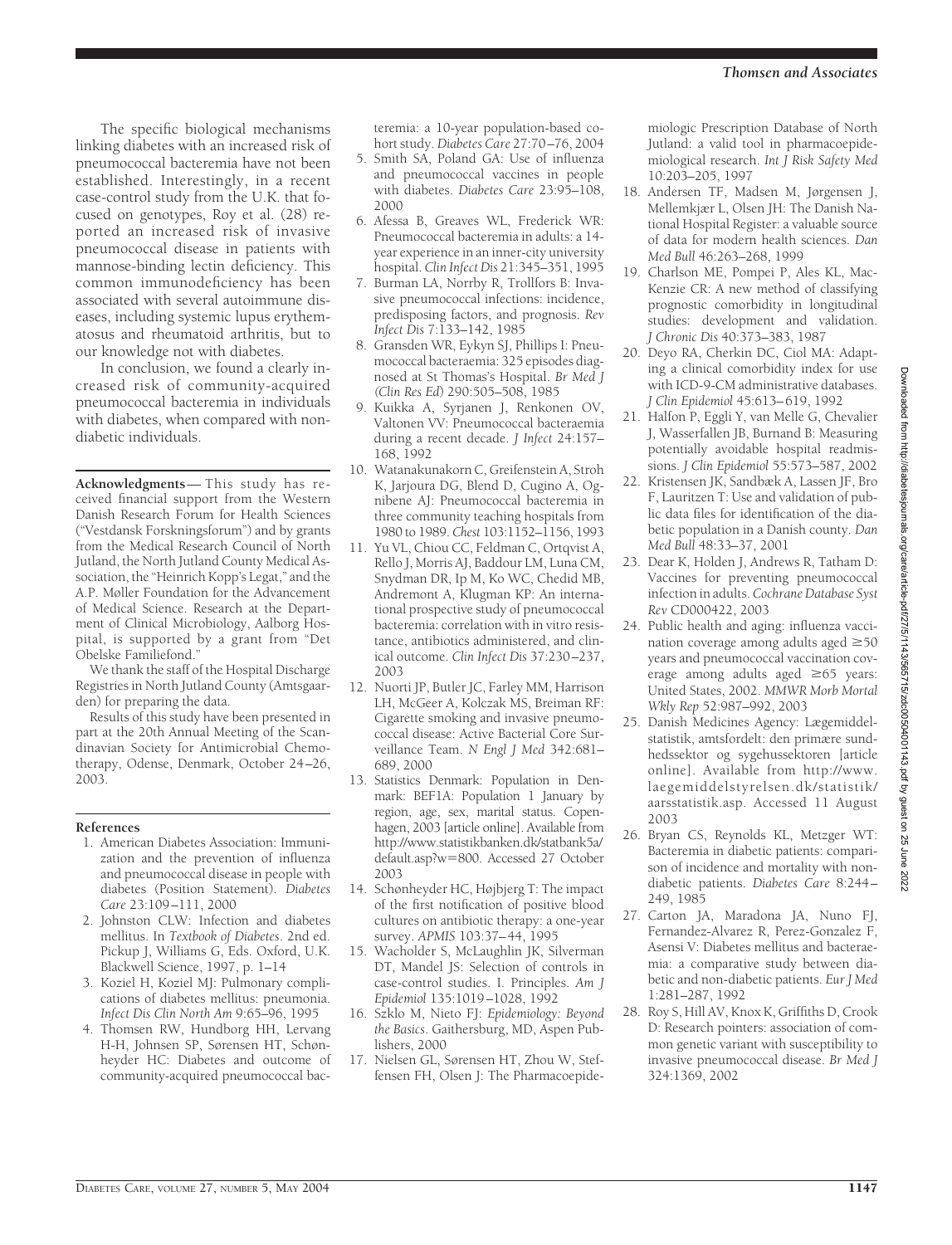The specific biological mechanisms linking diabetes with an increased risk of pneumococcal bacteremia have not been established. Interestingly, in a recent case-control study from the U.K. that focused on genotypes, Roy et al. (28) reported an increased risk of invasive pneumococcal disease in patients with mannose-binding lectin deficiency. This common immunodeficiency has been associated with several autoimmune diseases, including systemic lupus erythematosus and rheumatoid arthritis, but to our knowledge not with diabetes.

In conclusion, we found a clearly increased risk of community-acquired pneumococcal bacteremia in individuals with diabetes, when compared with nondiabetic individuals.

---

**Acknowledgments**— This study has received financial support from the Western Danish Research Forum for Health Sciences ("Vestdansk Forskningsforum") and by grants from the Medical Research Council of North Jutland, the North Jutland County Medical Association, the "Heinrich Kopp's Legat," and the A.P. Møller Foundation for the Advancement of Medical Science. Research at the Department of Clinical Microbiology, Aalborg Hospital, is supported by a grant from "Det Obelske Familiefond."

We thank the staff of the Hospital Discharge Registries in North Jutland County (Amtsgaarden) for preparing the data.

Results of this study have been presented in part at the 20th Annual Meeting of the Scandinavian Society for Antimicrobial Chemotherapy, Odense, Denmark, October 24–26, 2003.

---

**References**

1. American Diabetes Association: Immunization and the prevention of influenza and pneumococcal disease in people with diabetes (Position Statement). *Diabetes Care* 23:109–111, 2000
2. Johnston CLW: Infection and diabetes mellitus. In *Textbook of Diabetes*. 2nd ed. Pickup J, Williams G, Eds. Oxford, U.K. Blackwell Science, 1997, p. 1–14
3. Koziel H, Koziel MJ: Pulmonary complications of diabetes mellitus: pneumonia. *Infect Dis Clin North Am* 9:65–96, 1995
4. Thomsen RW, Hundborg HH, Lervang H-H, Johnsen SP, Sørensen HT, Schønheyder HC: Diabetes and outcome of community-acquired pneumococcal bacteremia: a 10-year population-based cohort study. *Diabetes Care* 27:70–76, 2004
5. Smith SA, Poland GA: Use of influenza and pneumococcal vaccines in people with diabetes. *Diabetes Care* 23:95–108, 2000
6. Afessa B, Greaves WL, Frederick WR: Pneumococcal bacteremia in adults: a 14-year experience in an inner-city university hospital. *Clin Infect Dis* 21:345–351, 1995
7. Burman LA, Norrby R, Trollfors B: Invasive pneumococcal infections: incidence, predisposing factors, and prognosis. *Rev Infect Dis* 7:133–142, 1985
8. Gransden WR, Eykyn SJ, Phillips I: Pneumococcal bacteraemia: 325 episodes diagnosed at St Thomas's Hospital. *Br Med J (Clin Res Ed)* 290:505–508, 1985
9. Kuikka A, Syrjanen J, Renkonen OV, Valtonen VV: Pneumococcal bacteraemia during a recent decade. *J Infect* 24:157–168, 1992
10. Watanakunakorn C, Greifenstein A, Stroh K, Jarjoura DG, Blend D, Cugino A, Ognibene AJ: Pneumococcal bacteremia in three community teaching hospitals from 1980 to 1989. *Chest* 103:1152–1156, 1993
11. Yu VL, Chiou CC, Feldman C, Ortqvist A, Rello J, Morris AJ, Baddour LM, Luna CM, Snydman DR, Ip M, Ko WC, Chedid MB, Andremont A, Klugman KP: An international prospective study of pneumococcal bacteremia: correlation with in vitro resistance, antibiotics administered, and clinical outcome. *Clin Infect Dis* 37:230–237, 2003
12. Nuorti JP, Butler JC, Farley MM, Harrison LH, McGeer A, Kolczak MS, Breiman RF: Cigarette smoking and invasive pneumococcal disease: Active Bacterial Core Surveillance Team. *N Engl J Med* 342:681–689, 2000
13. Statistics Denmark: Population in Denmark: BEF1A: Population 1 January by region, age, sex, marital status. Copenhagen, 2003 [article online]. Available from http://www.statistikbanken.dk/statbank5a/default.asp?w=800. Accessed 27 October 2003
14. Schønheyder HC, Højbjerg T: The impact of the first notification of positive blood cultures on antibiotic therapy: a one-year survey. *APMIS* 103:37–44, 1995
15. Wacholder S, McLaughlin JK, Silverman DT, Mandel JS: Selection of controls in case-control studies. I. Principles. *Am J Epidemiol* 135:1019–1028, 1992
16. Szklo M, Nieto FJ: *Epidemiology: Beyond the Basics*. Gaithersburg, MD, Aspen Publishers, 2000
17. Nielsen GL, Sørensen HT, Zhou W, Steffensen FH, Olsen J: The Pharmacoepidemiologic Prescription Database of North Jutland: a valid tool in pharmacoepidemiological research. *Int J Risk Safety Med* 10:203–205, 1997
18. Andersen TF, Madsen M, Jørgensen J, Mellemkjær L, Olsen JH: The Danish National Hospital Register: a valuable source of data for modern health sciences. *Dan Med Bull* 46:263–268, 1999
19. Charlson ME, Pompei P, Ales KL, MacKenzie CR: A new method of classifying prognostic comorbidity in longitudinal studies: development and validation. *J Chronic Dis* 40:373–383, 1987
20. Deyo RA, Cherkin DC, Ciol MA: Adapting a clinical comorbidity index for use with ICD-9-CM administrative databases. *J Clin Epidemiol* 45:613–619, 1992
21. Halfon P, Eggli Y, van Melle G, Chevalier J, Wasserfallen JB, Burnand B: Measuring potentially avoidable hospital readmissions. *J Clin Epidemiol* 55:573–587, 2002
22. Kristensen JK, Sandbæk A, Lassen JF, Bro F, Lauritzen T: Use and validation of public data files for identification of the diabetic population in a Danish county. *Dan Med Bull* 48:33–37, 2001
23. Dear K, Holden J, Andrews R, Tatham D: Vaccines for preventing pneumococcal infection in adults. *Cochrane Database Syst Rev* CD000422, 2003
24. Public health and aging: influenza vaccination coverage among adults aged ≥50 years and pneumococcal vaccination coverage among adults aged ≥65 years: United States, 2002. *MMWR Morb Mortal Wkly Rep* 52:987–992, 2003
25. Danish Medicines Agency: Lægemiddelstatistik, amtsfordelt: den primære sundhedssektor og sygehussektoren [article online]. Available from http://www.laegemiddelstyrelsen.dk/statistik/aarsstatistik.asp. Accessed 11 August 2003
26. Bryan CS, Reynolds KL, Metzger WT: Bacteremia in diabetic patients: comparison of incidence and mortality with nondiabetic patients. *Diabetes Care* 8:244–249, 1985
27. Carton JA, Maradona JA, Nuno FJ, Fernandez-Alvarez R, Perez-Gonzalez F, Asensi V: Diabetes mellitus and bacteraemia: a comparative study between diabetic and non-diabetic patients. *Eur J Med* 1:281–287, 1992
28. Roy S, Hill AV, Knox K, Griffiths D, Crook D: Research pointers: association of common genetic variant with susceptibility to invasive pneumococcal disease. *Br Med J* 324:1369, 2002